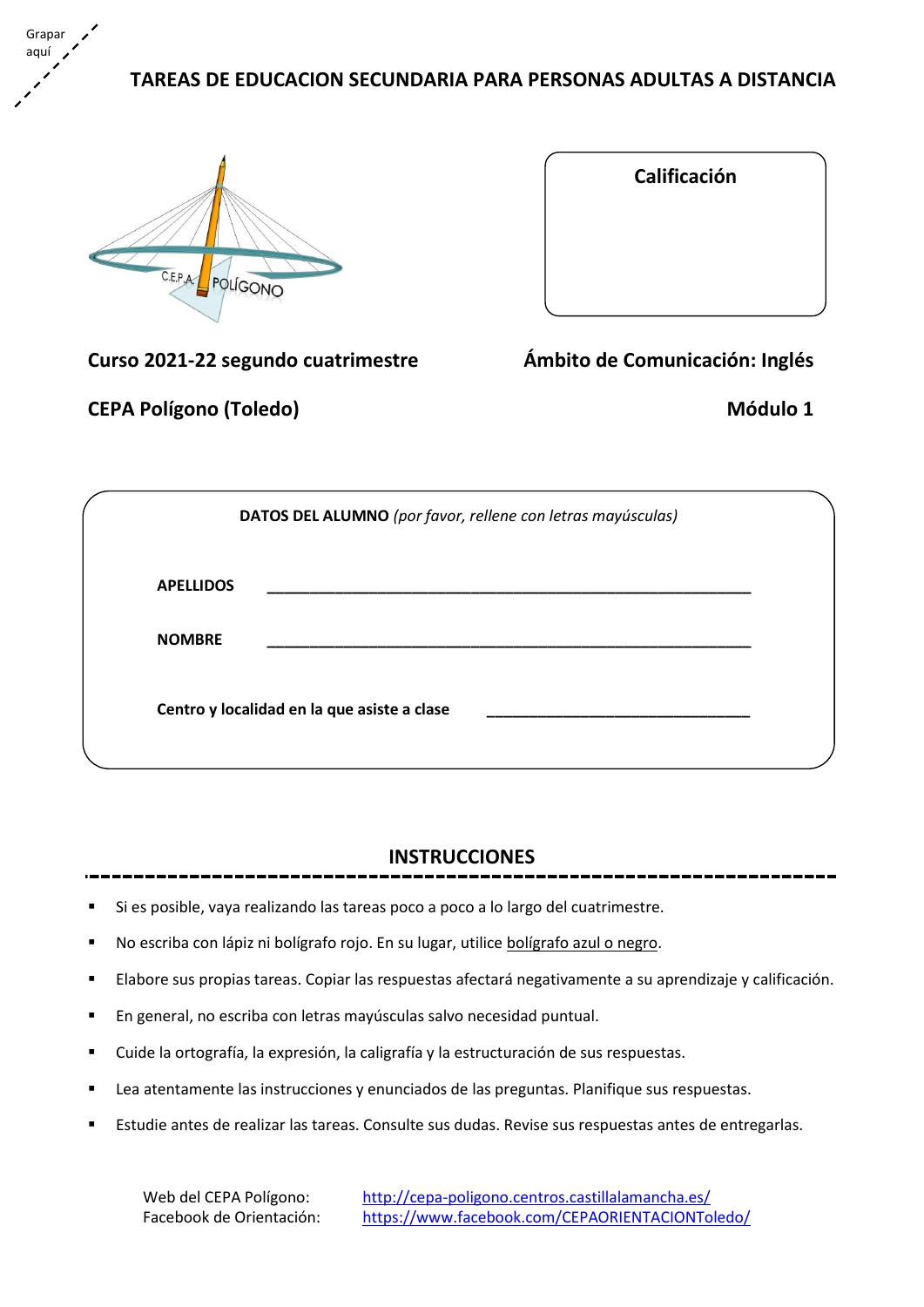Grapar aquí

# TAREAS DE EDUCACION SECUNDARIA PARA PERSONAS ADULTAS A DISTANCIA

C.E.P.A. POLÍGONO

**Calificación**

**Curso 2021-22 segundo cuatrimestre**

**Ámbito de Comunicación: Inglés**

**CEPA Polígono (Toledo)**

**Módulo 1**

**DATOS DEL ALUMNO** *(por favor, rellene con letras mayúsculas)*

**APELLIDOS** ______________________________________________________

**NOMBRE** ______________________________________________________

**Centro y localidad en la que asiste a clase** ______________________________

## INSTRUCCIONES

- Si es posible, vaya realizando las tareas poco a poco a lo largo del cuatrimestre.
- No escriba con lápiz ni bolígrafo rojo. En su lugar, utilice bolígrafo azul o negro.
- Elabore sus propias tareas. Copiar las respuestas afectará negativamente a su aprendizaje y calificación.
- En general, no escriba con letras mayúsculas salvo necesidad puntual.
- Cuide la ortografía, la expresión, la caligrafía y la estructuración de sus respuestas.
- Lea atentamente las instrucciones y enunciados de las preguntas. Planifique sus respuestas.
- Estudie antes de realizar las tareas. Consulte sus dudas. Revise sus respuestas antes de entregarlas.

Web del CEPA Polígono: http://cepa-poligono.centros.castillalamancha.es/
Facebook de Orientación: https://www.facebook.com/CEPAORIENTACIONToledo/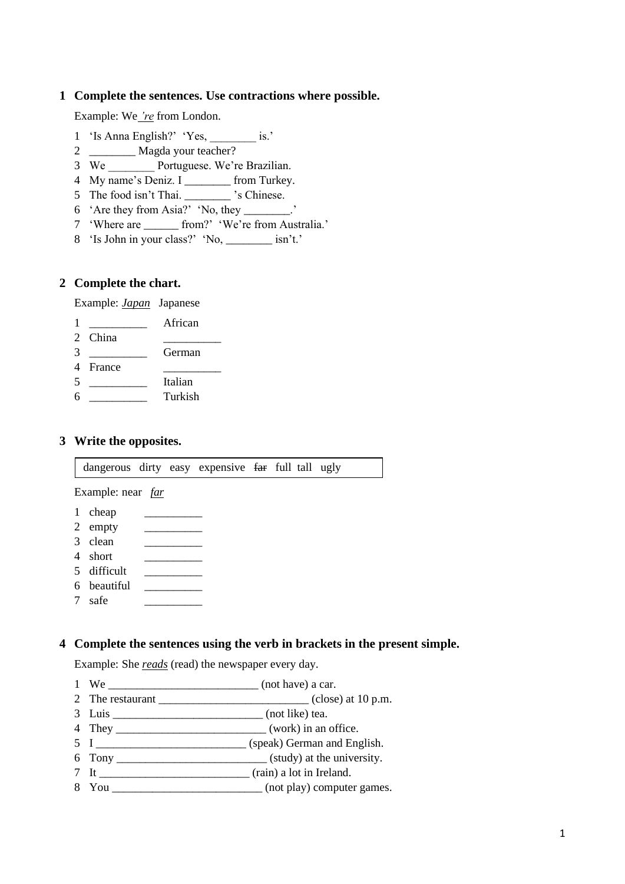## 1 Complete the sentences. Use contractions where possible.

Example: We *'re* from London.

1 'Is Anna English?' 'Yes, ________ is.'
2 ________ Magda your teacher?
3 We ________ Portuguese. We're Brazilian.
4 My name's Deniz. I ________ from Turkey.
5 The food isn't Thai. ________ 's Chinese.
6 'Are they from Asia?' 'No, they ________.'
7 'Where are ______ from?' 'We're from Australia.'
8 'Is John in your class?' 'No, ________ isn't.'

## 2 Complete the chart.

Example: *Japan* Japanese

1 __________ African
2 China __________
3 __________ German
4 France __________
5 __________ Italian
6 __________ Turkish

## 3 Write the opposites.

| dangerous dirty easy expensive ~~far~~ full tall ugly |
|---|

Example: near *far*

1 cheap __________
2 empty __________
3 clean __________
4 short __________
5 difficult __________
6 beautiful __________
7 safe __________

## 4 Complete the sentences using the verb in brackets in the present simple.

Example: She *reads* (read) the newspaper every day.

1 We __________________________ (not have) a car.
2 The restaurant __________________________ (close) at 10 p.m.
3 Luis __________________________ (not like) tea.
4 They __________________________ (work) in an office.
5 I __________________________ (speak) German and English.
6 Tony __________________________ (study) at the university.
7 It __________________________ (rain) a lot in Ireland.
8 You __________________________ (not play) computer games.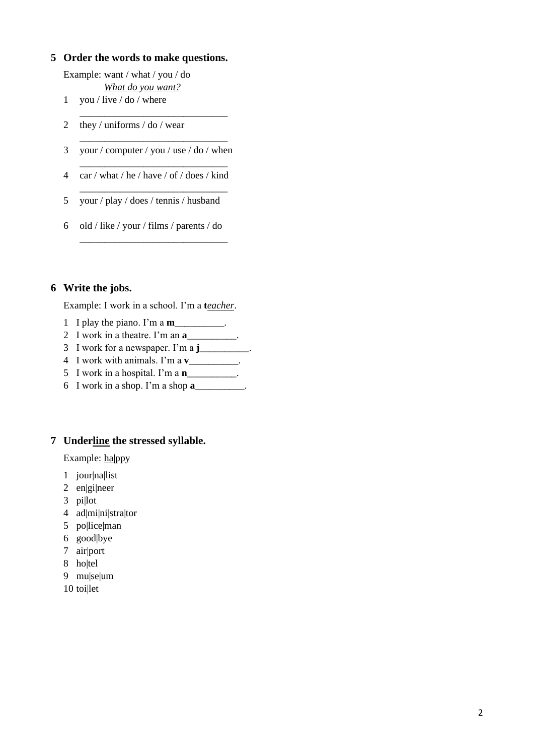## 5 Order the words to make questions.

Example: want / what / you / do
*What do you want?*

1. you / live / do / where
   ______________________________
2. they / uniforms / do / wear
   ______________________________
3. your / computer / you / use / do / when
   ______________________________
4. car / what / he / have / of / does / kind
   ______________________________
5. your / play / does / tennis / husband
6. old / like / your / films / parents / do
   ______________________________

## 6 Write the jobs.

Example: I work in a school. I'm a **t***eacher*.

1. I play the piano. I'm a **m**__________.
2. I work in a theatre. I'm an **a**__________.
3. I work for a newspaper. I'm a **j**__________.
4. I work with animals. I'm a **v**__________.
5. I work in a hospital. I'm a **n**__________.
6. I work in a shop. I'm a shop **a**__________.

## 7 Underline the stressed syllable.

Example: <u>ha</u>|ppy

1. jour|na|list
2. en|gi|neer
3. pi|lot
4. ad|mi|ni|stra|tor
5. po|lice|man
6. good|bye
7. air|port
8. ho|tel
9. mu|se|um
10. toi|let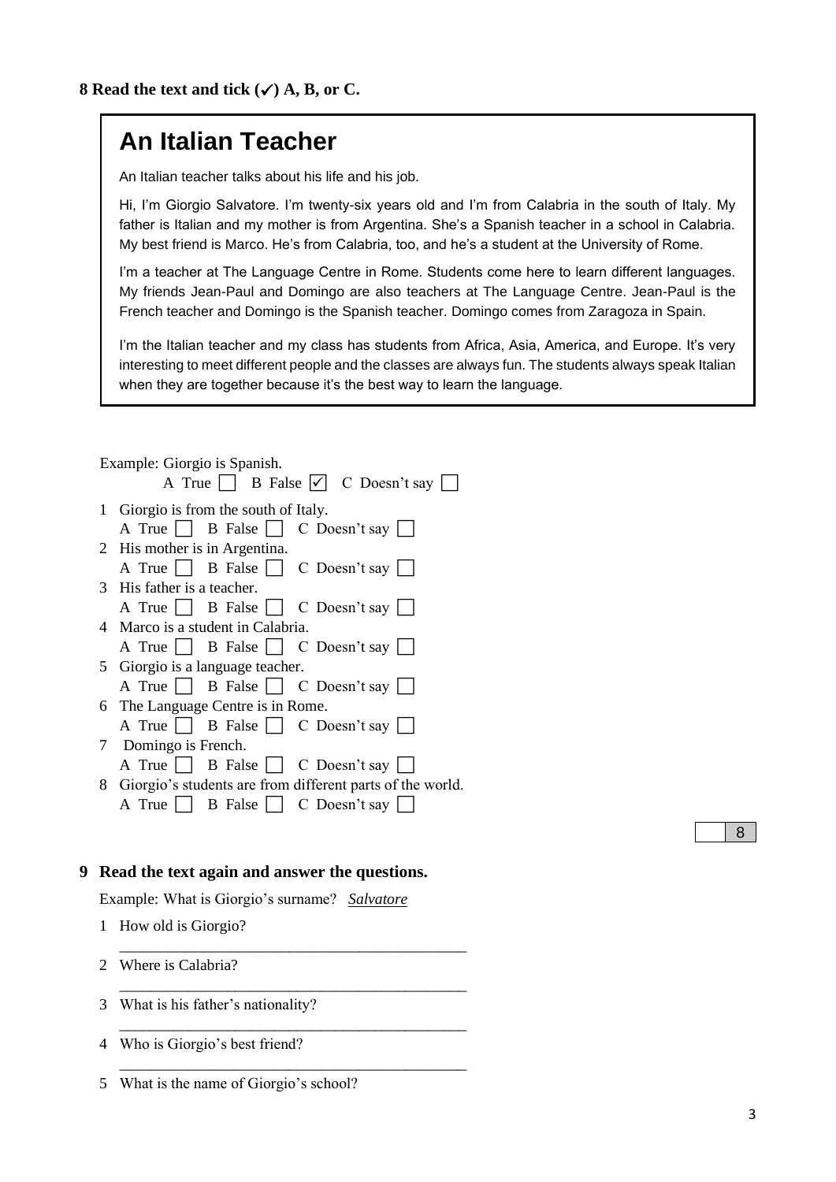**8 Read the text and tick (✓) A, B, or C.**

## An Italian Teacher

An Italian teacher talks about his life and his job.

Hi, I'm Giorgio Salvatore. I'm twenty-six years old and I'm from Calabria in the south of Italy. My father is Italian and my mother is from Argentina. She's a Spanish teacher in a school in Calabria. My best friend is Marco. He's from Calabria, too, and he's a student at the University of Rome.

I'm a teacher at The Language Centre in Rome. Students come here to learn different languages. My friends Jean-Paul and Domingo are also teachers at The Language Centre. Jean-Paul is the French teacher and Domingo is the Spanish teacher. Domingo comes from Zaragoza in Spain.

I'm the Italian teacher and my class has students from Africa, Asia, America, and Europe. It's very interesting to meet different people and the classes are always fun. The students always speak Italian when they are together because it's the best way to learn the language.

Example: Giorgio is Spanish.
A True ☐ B False ☑ C Doesn't say ☐

1 Giorgio is from the south of Italy.
A True ☐ B False ☐ C Doesn't say ☐

2 His mother is in Argentina.
A True ☐ B False ☐ C Doesn't say ☐

3 His father is a teacher.
A True ☐ B False ☐ C Doesn't say ☐

4 Marco is a student in Calabria.
A True ☐ B False ☐ C Doesn't say ☐

5 Giorgio is a language teacher.
A True ☐ B False ☐ C Doesn't say ☐

6 The Language Centre is in Rome.
A True ☐ B False ☐ C Doesn't say ☐

7 Domingo is French.
A True ☐ B False ☐ C Doesn't say ☐

8 Giorgio's students are from different parts of the world.
A True ☐ B False ☐ C Doesn't say ☐

| | 8 |
|---|---|

**9 Read the text again and answer the questions.**

Example: What is Giorgio's surname? *Salvatore*

1 How old is Giorgio?
\_\_\_\_\_\_\_\_\_\_\_\_\_\_\_\_\_\_\_\_\_\_\_\_\_\_\_\_\_\_\_\_\_\_\_\_\_\_\_\_\_\_\_\_

2 Where is Calabria?
\_\_\_\_\_\_\_\_\_\_\_\_\_\_\_\_\_\_\_\_\_\_\_\_\_\_\_\_\_\_\_\_\_\_\_\_\_\_\_\_\_\_\_\_

3 What is his father's nationality?
\_\_\_\_\_\_\_\_\_\_\_\_\_\_\_\_\_\_\_\_\_\_\_\_\_\_\_\_\_\_\_\_\_\_\_\_\_\_\_\_\_\_\_\_

4 Who is Giorgio's best friend?
\_\_\_\_\_\_\_\_\_\_\_\_\_\_\_\_\_\_\_\_\_\_\_\_\_\_\_\_\_\_\_\_\_\_\_\_\_\_\_\_\_\_\_\_

5 What is the name of Giorgio's school?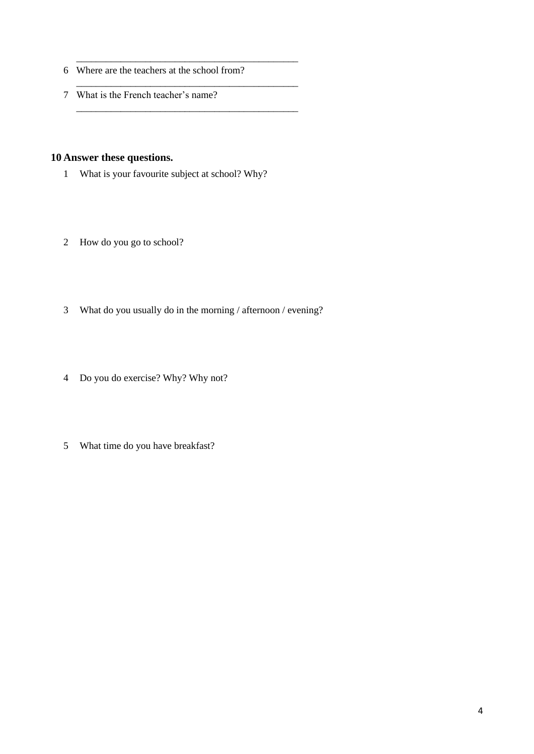\_\_\_\_\_\_\_\_\_\_\_\_\_\_\_\_\_\_\_\_\_\_\_\_\_\_\_\_\_\_\_\_\_\_\_\_\_\_\_\_\_\_\_\_\_\_

6 Where are the teachers at the school from?

\_\_\_\_\_\_\_\_\_\_\_\_\_\_\_\_\_\_\_\_\_\_\_\_\_\_\_\_\_\_\_\_\_\_\_\_\_\_\_\_\_\_\_\_\_\_

7 What is the French teacher's name?

\_\_\_\_\_\_\_\_\_\_\_\_\_\_\_\_\_\_\_\_\_\_\_\_\_\_\_\_\_\_\_\_\_\_\_\_\_\_\_\_\_\_\_\_\_\_

## 10 Answer these questions.

1 What is your favourite subject at school? Why?

2 How do you go to school?

3 What do you usually do in the morning / afternoon / evening?

4 Do you do exercise? Why? Why not?

5 What time do you have breakfast?